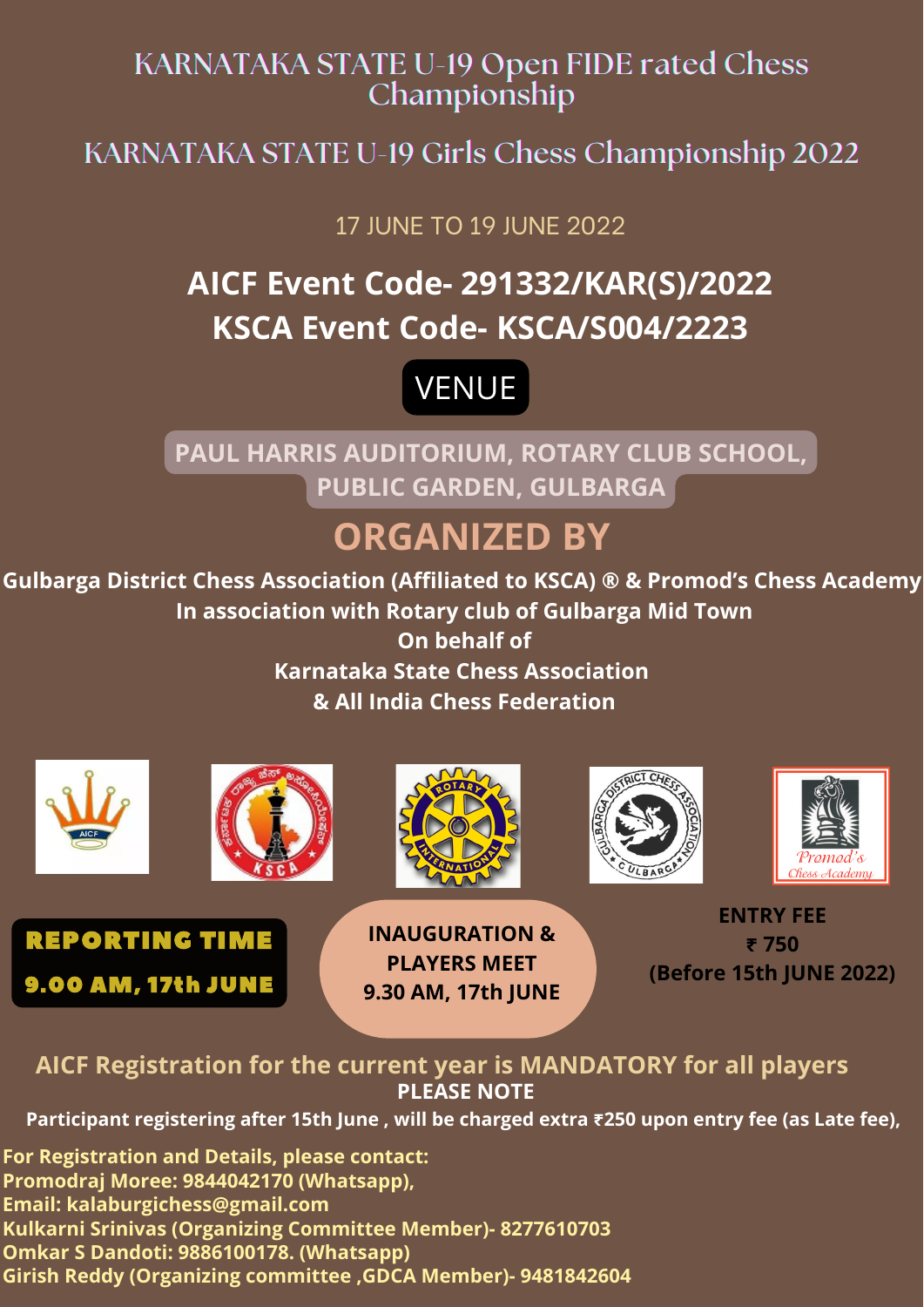# KARNATAKA STATE U-19 Open FIDE rated Chess Championship

# KARNATAKA STATE U-19 Girls Chess Championship 2022

17 JUNE TO 19 JUNE 2022

## AICF Event Code- 291332/KAR(S)/2022
## KSCA Event Code- KSCA/S004/2223

**VENUE**

**PAUL HARRIS AUDITORIUM, ROTARY CLUB SCHOOL, PUBLIC GARDEN, GULBARGA**

## ORGANIZED BY

**Gulbarga District Chess Association (Affiliated to KSCA) ® & Promod's Chess Academy**
**In association with Rotary club of Gulbarga Mid Town**
**On behalf of**
**Karnataka State Chess Association**
**& All India Chess Federation**

**REPORTING TIME**
**9.00 AM, 17th JUNE**

**INAUGURATION & PLAYERS MEET**
**9.30 AM, 17th JUNE**

**ENTRY FEE**
**₹ 750**
**(Before 15th JUNE 2022)**

**AICF Registration for the current year is MANDATORY for all players**

**PLEASE NOTE**

**Participant registering after 15th June , will be charged extra ₹250 upon entry fee (as Late fee),**

**For Registration and Details, please contact:**
**Promodraj Moree: 9844042170 (Whatsapp),**
**Email: kalaburgichess@gmail.com**
**Kulkarni Srinivas (Organizing Committee Member)- 8277610703**
**Omkar S Dandoti: 9886100178. (Whatsapp)**
**Girish Reddy (Organizing committee ,GDCA Member)- 9481842604**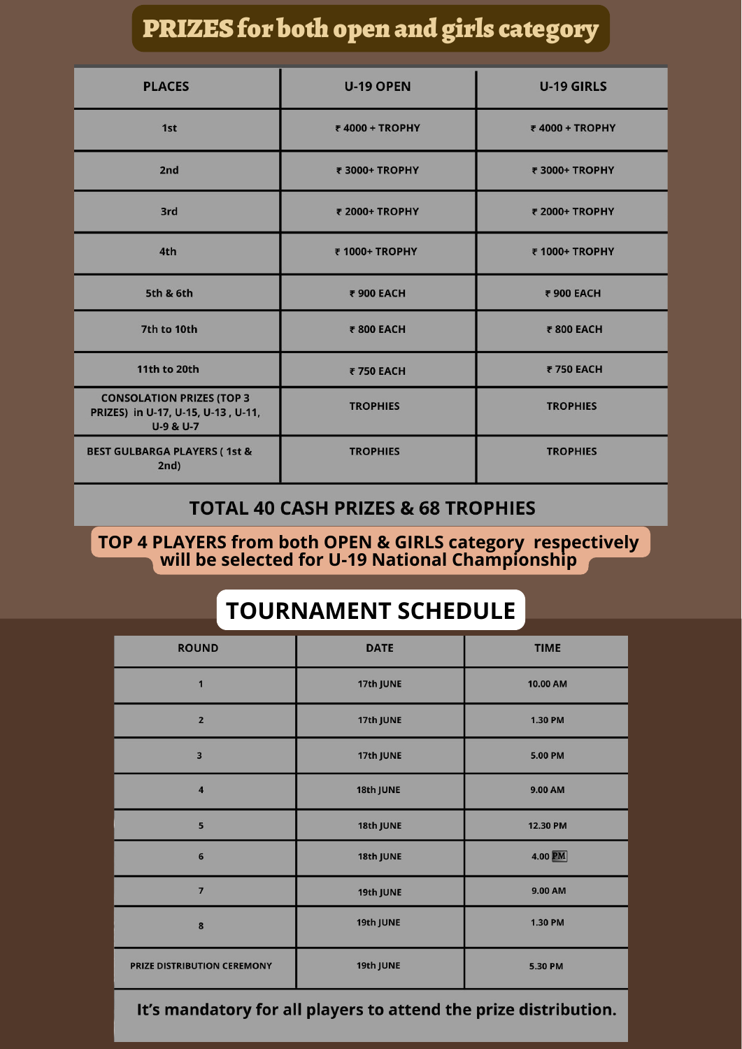# PRIZES for both open and girls category

| PLACES | U-19 OPEN | U-19 GIRLS |
|---|---|---|
| 1st | ₹ 4000 + TROPHY | ₹ 4000 + TROPHY |
| 2nd | ₹ 3000+ TROPHY | ₹ 3000+ TROPHY |
| 3rd | ₹ 2000+ TROPHY | ₹ 2000+ TROPHY |
| 4th | ₹ 1000+ TROPHY | ₹ 1000+ TROPHY |
| 5th & 6th | ₹ 900 EACH | ₹ 900 EACH |
| 7th to 10th | ₹ 800 EACH | ₹ 800 EACH |
| 11th to 20th | ₹ 750 EACH | ₹ 750 EACH |
| CONSOLATION PRIZES (TOP 3 PRIZES) in U-17, U-15, U-13 , U-11, U-9 & U-7 | TROPHIES | TROPHIES |
| BEST GULBARGA PLAYERS ( 1st & 2nd) | TROPHIES | TROPHIES |
| TOTAL 40 CASH PRIZES & 68 TROPHIES | | |

**TOP 4 PLAYERS from both OPEN & GIRLS category respectively will be selected for U-19 National Championship**

## TOURNAMENT SCHEDULE

| ROUND | DATE | TIME |
|---|---|---|
| 1 | 17th JUNE | 10.00 AM |
| 2 | 17th JUNE | 1.30 PM |
| 3 | 17th JUNE | 5.00 PM |
| 4 | 18th JUNE | 9.00 AM |
| 5 | 18th JUNE | 12.30 PM |
| 6 | 18th JUNE | 4.00 PM |
| 7 | 19th JUNE | 9.00 AM |
| 8 | 19th JUNE | 1.30 PM |
| PRIZE DISTRIBUTION CEREMONY | 19th JUNE | 5.30 PM |

**It's mandatory for all players to attend the prize distribution.**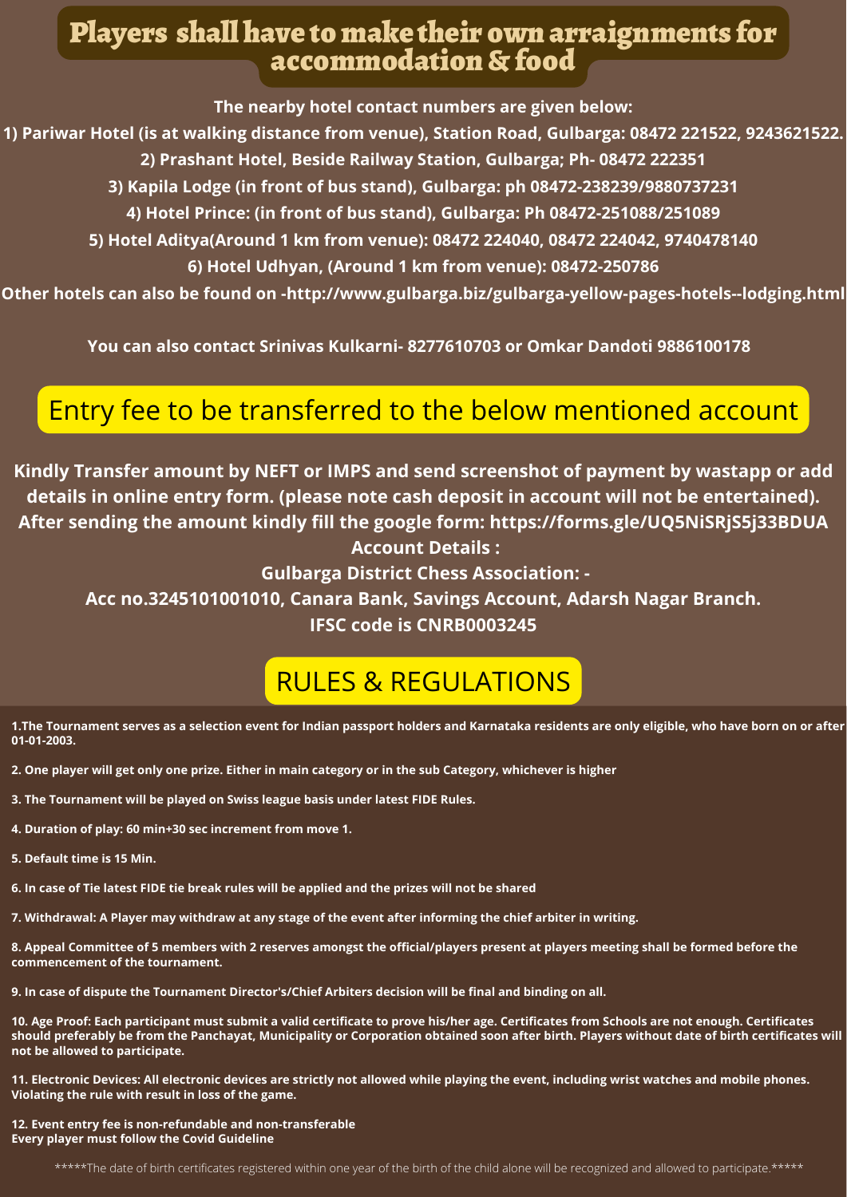# Players shall have to make their own arraignments for accommodation & food

**The nearby hotel contact numbers are given below:**

**1) Pariwar Hotel (is at walking distance from venue), Station Road, Gulbarga: 08472 221522, 9243621522.**

**2) Prashant Hotel, Beside Railway Station, Gulbarga; Ph- 08472 222351**

**3) Kapila Lodge (in front of bus stand), Gulbarga: ph 08472-238239/9880737231**

**4) Hotel Prince: (in front of bus stand), Gulbarga: Ph 08472-251088/251089**

**5) Hotel Aditya(Around 1 km from venue): 08472 224040, 08472 224042, 9740478140**

**6) Hotel Udhyan, (Around 1 km from venue): 08472-250786**

**Other hotels can also be found on -http://www.gulbarga.biz/gulbarga-yellow-pages-hotels--lodging.html**

**You can also contact Srinivas Kulkarni- 8277610703 or Omkar Dandoti 9886100178**

## Entry fee to be transferred to the below mentioned account

**Kindly Transfer amount by NEFT or IMPS and send screenshot of payment by wastapp or add details in online entry form. (please note cash deposit in account will not be entertained). After sending the amount kindly fill the google form: https://forms.gle/UQ5NiSRjS5j33BDUA**

**Account Details :**

**Gulbarga District Chess Association: -**

**Acc no.3245101001010, Canara Bank, Savings Account, Adarsh Nagar Branch.**

**IFSC code is CNRB0003245**

## RULES & REGULATIONS

**1.The Tournament serves as a selection event for Indian passport holders and Karnataka residents are only eligible, who have born on or after 01-01-2003.**

**2. One player will get only one prize. Either in main category or in the sub Category, whichever is higher**

**3. The Tournament will be played on Swiss league basis under latest FIDE Rules.**

**4. Duration of play: 60 min+30 sec increment from move 1.**

**5. Default time is 15 Min.**

**6. In case of Tie latest FIDE tie break rules will be applied and the prizes will not be shared**

**7. Withdrawal: A Player may withdraw at any stage of the event after informing the chief arbiter in writing.**

**8. Appeal Committee of 5 members with 2 reserves amongst the official/players present at players meeting shall be formed before the commencement of the tournament.**

**9. In case of dispute the Tournament Director's/Chief Arbiters decision will be final and binding on all.**

**10. Age Proof: Each participant must submit a valid certificate to prove his/her age. Certificates from Schools are not enough. Certificates should preferably be from the Panchayat, Municipality or Corporation obtained soon after birth. Players without date of birth certificates will not be allowed to participate.**

**11. Electronic Devices: All electronic devices are strictly not allowed while playing the event, including wrist watches and mobile phones. Violating the rule with result in loss of the game.**

**12. Event entry fee is non-refundable and non-transferable**
**Every player must follow the Covid Guideline**

\*\*\*\*\*The date of birth certificates registered within one year of the birth of the child alone will be recognized and allowed to participate.\*\*\*\*\*